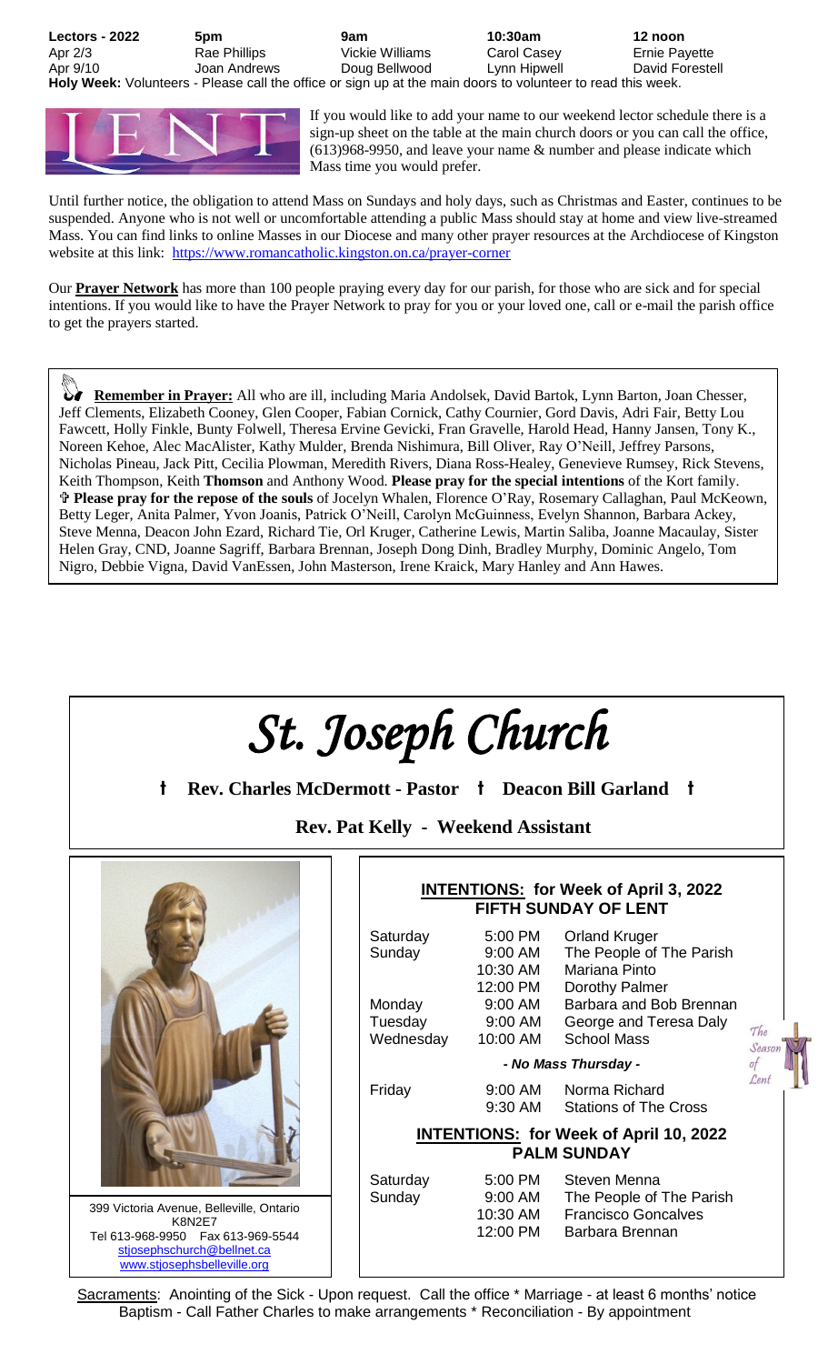| Lectors - 2022 | 5pm | 9am | 10:30am | 12 noon |
|---|---|---|---|---|
| Apr 2/3 | Rae Phillips | Vickie Williams | Carol Casey | Ernie Payette |
| Apr 9/10 | Joan Andrews | Doug Bellwood | Lynn Hipwell | David Forestell |

**Holy Week:** Volunteers - Please call the office or sign up at the main doors to volunteer to read this week.

If you would like to add your name to our weekend lector schedule there is a sign-up sheet on the table at the main church doors or you can call the office, (613)968-9950, and leave your name & number and please indicate which Mass time you would prefer.

Until further notice, the obligation to attend Mass on Sundays and holy days, such as Christmas and Easter, continues to be suspended. Anyone who is not well or uncomfortable attending a public Mass should stay at home and view live-streamed Mass. You can find links to online Masses in our Diocese and many other prayer resources at the Archdiocese of Kingston website at this link: https://www.romancatholic.kingston.on.ca/prayer-corner

Our **Prayer Network** has more than 100 people praying every day for our parish, for those who are sick and for special intentions. If you would like to have the Prayer Network to pray for you or your loved one, call or e-mail the parish office to get the prayers started.

**Remember in Prayer:** All who are ill, including Maria Andolsek, David Bartok, Lynn Barton, Joan Chesser, Jeff Clements, Elizabeth Cooney, Glen Cooper, Fabian Cornick, Cathy Cournier, Gord Davis, Adri Fair, Betty Lou Fawcett, Holly Finkle, Bunty Folwell, Theresa Ervine Gevicki, Fran Gravelle, Harold Head, Hanny Jansen, Tony K., Noreen Kehoe, Alec MacAlister, Kathy Mulder, Brenda Nishimura, Bill Oliver, Ray O'Neill, Jeffrey Parsons, Nicholas Pineau, Jack Pitt, Cecilia Plowman, Meredith Rivers, Diana Ross-Healey, Genevieve Rumsey, Rick Stevens, Keith Thompson, Keith **Thomson** and Anthony Wood. **Please pray for the special intentions** of the Kort family.
✞ **Please pray for the repose of the souls** of Jocelyn Whalen, Florence O'Ray, Rosemary Callaghan, Paul McKeown, Betty Leger, Anita Palmer, Yvon Joanis, Patrick O'Neill, Carolyn McGuinness, Evelyn Shannon, Barbara Ackey, Steve Menna, Deacon John Ezard, Richard Tie, Orl Kruger, Catherine Lewis, Martin Saliba, Joanne Macaulay, Sister Helen Gray, CND, Joanne Sagriff, Barbara Brennan, Joseph Dong Dinh, Bradley Murphy, Dominic Angelo, Tom Nigro, Debbie Vigna, David VanEssen, John Masterson, Irene Kraick, Mary Hanley and Ann Hawes.

# *St. Joseph Church*

**† Rev. Charles McDermott - Pastor † Deacon Bill Garland †**

**Rev. Pat Kelly - Weekend Assistant**

399 Victoria Avenue, Belleville, Ontario
K8N2E7
Tel 613-968-9950 Fax 613-969-5544
stjosephschurch@bellnet.ca
www.stjosephsbelleville.org

## INTENTIONS: for Week of April 3, 2022
## FIFTH SUNDAY OF LENT

| | | |
|---|---|---|
| Saturday | 5:00 PM | Orland Kruger |
| Sunday | 9:00 AM | The People of The Parish |
| | 10:30 AM | Mariana Pinto |
| | 12:00 PM | Dorothy Palmer |
| Monday | 9:00 AM | Barbara and Bob Brennan |
| Tuesday | 9:00 AM | George and Teresa Daly |
| Wednesday | 10:00 AM | School Mass |

*- No Mass Thursday -*

| | | |
|---|---|---|
| Friday | 9:00 AM | Norma Richard |
| | 9:30 AM | Stations of The Cross |

*The Season of Lent*

## INTENTIONS: for Week of April 10, 2022
## PALM SUNDAY

| | | |
|---|---|---|
| Saturday | 5:00 PM | Steven Menna |
| Sunday | 9:00 AM | The People of The Parish |
| | 10:30 AM | Francisco Goncalves |
| | 12:00 PM | Barbara Brennan |

Sacraments: Anointing of the Sick - Upon request. Call the office * Marriage - at least 6 months' notice
Baptism - Call Father Charles to make arrangements * Reconciliation - By appointment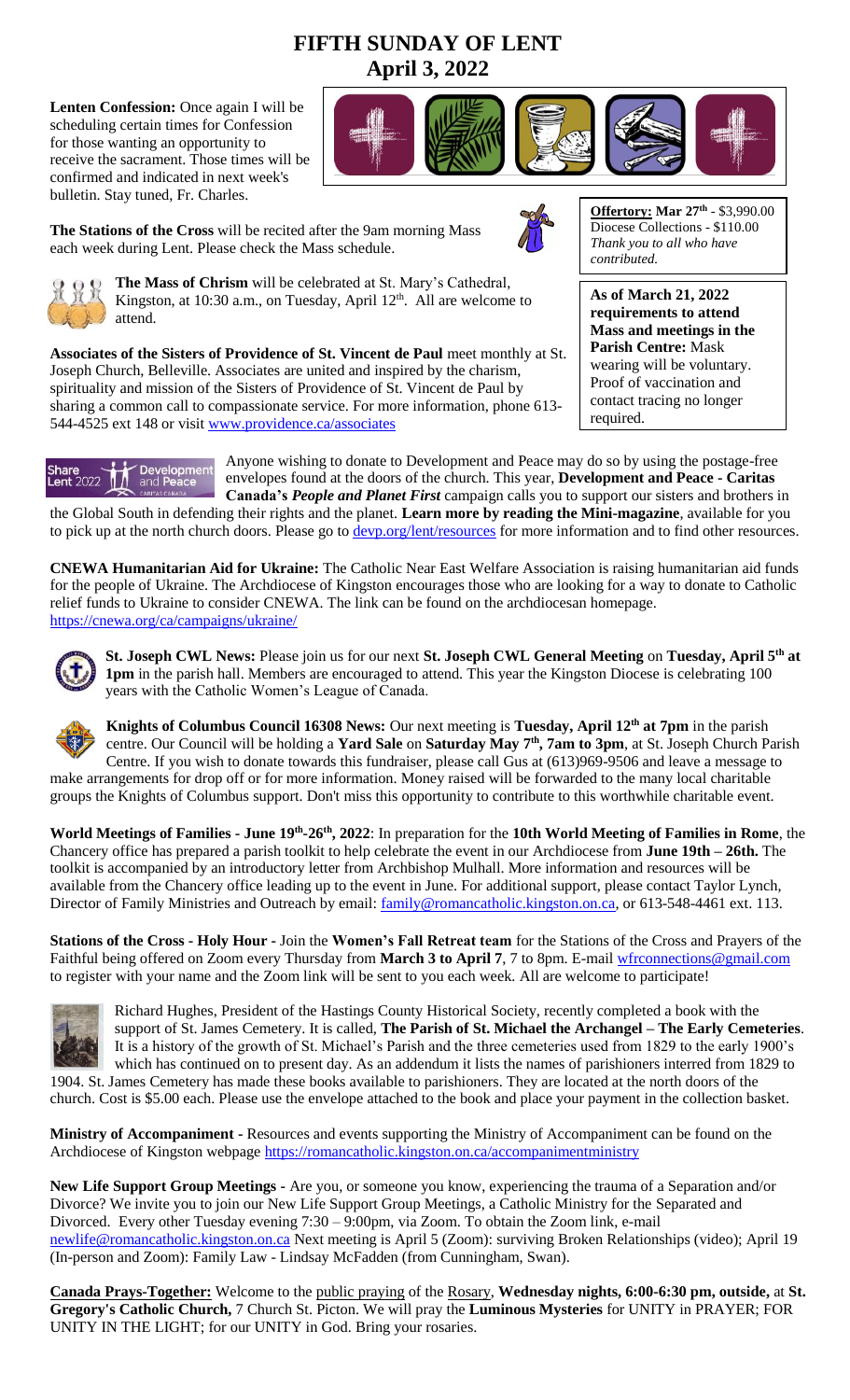# FIFTH SUNDAY OF LENT
## April 3, 2022

**Lenten Confession:** Once again I will be scheduling certain times for Confession for those wanting an opportunity to receive the sacrament. Those times will be confirmed and indicated in next week's bulletin. Stay tuned, Fr. Charles.

**The Stations of the Cross** will be recited after the 9am morning Mass each week during Lent. Please check the Mass schedule.

**Offertory: Mar 27th** - $3,990.00
Diocese Collections - $110.00
*Thank you to all who have contributed.*

**The Mass of Chrism** will be celebrated at St. Mary's Cathedral, Kingston, at 10:30 a.m., on Tuesday, April 12th. All are welcome to attend.

**As of March 21, 2022 requirements to attend Mass and meetings in the Parish Centre:** Mask wearing will be voluntary. Proof of vaccination and contact tracing no longer required.

**Associates of the Sisters of Providence of St. Vincent de Paul** meet monthly at St. Joseph Church, Belleville. Associates are united and inspired by the charism, spirituality and mission of the Sisters of Providence of St. Vincent de Paul by sharing a common call to compassionate service. For more information, phone 613-544-4525 ext 148 or visit www.providence.ca/associates

Anyone wishing to donate to Development and Peace may do so by using the postage-free envelopes found at the doors of the church. This year, **Development and Peace - Caritas Canada's** ***People and Planet First*** campaign calls you to support our sisters and brothers in the Global South in defending their rights and the planet. **Learn more by reading the Mini-magazine**, available for you to pick up at the north church doors. Please go to devp.org/lent/resources for more information and to find other resources.

**CNEWA Humanitarian Aid for Ukraine:** The Catholic Near East Welfare Association is raising humanitarian aid funds for the people of Ukraine. The Archdiocese of Kingston encourages those who are looking for a way to donate to Catholic relief funds to Ukraine to consider CNEWA. The link can be found on the archdiocesan homepage. https://cnewa.org/ca/campaigns/ukraine/

**St. Joseph CWL News:** Please join us for our next **St. Joseph CWL General Meeting** on **Tuesday, April 5th at 1pm** in the parish hall. Members are encouraged to attend. This year the Kingston Diocese is celebrating 100 years with the Catholic Women's League of Canada.

**Knights of Columbus Council 16308 News:** Our next meeting is **Tuesday, April 12th at 7pm** in the parish centre. Our Council will be holding a **Yard Sale** on **Saturday May 7th, 7am to 3pm**, at St. Joseph Church Parish Centre. If you wish to donate towards this fundraiser, please call Gus at (613)969-9506 and leave a message to make arrangements for drop off or for more information. Money raised will be forwarded to the many local charitable groups the Knights of Columbus support. Don't miss this opportunity to contribute to this worthwhile charitable event.

**World Meetings of Families - June 19th-26th, 2022**: In preparation for the **10th World Meeting of Families in Rome**, the Chancery office has prepared a parish toolkit to help celebrate the event in our Archdiocese from **June 19th – 26th.** The toolkit is accompanied by an introductory letter from Archbishop Mulhall. More information and resources will be available from the Chancery office leading up to the event in June. For additional support, please contact Taylor Lynch, Director of Family Ministries and Outreach by email: family@romancatholic.kingston.on.ca, or 613-548-4461 ext. 113.

**Stations of the Cross - Holy Hour -** Join the **Women's Fall Retreat team** for the Stations of the Cross and Prayers of the Faithful being offered on Zoom every Thursday from **March 3 to April 7**, 7 to 8pm. E-mail wfrconnections@gmail.com to register with your name and the Zoom link will be sent to you each week. All are welcome to participate!

Richard Hughes, President of the Hastings County Historical Society, recently completed a book with the support of St. James Cemetery. It is called, **The Parish of St. Michael the Archangel – The Early Cemeteries**. It is a history of the growth of St. Michael's Parish and the three cemeteries used from 1829 to the early 1900's which has continued on to present day. As an addendum it lists the names of parishioners interred from 1829 to 1904. St. James Cemetery has made these books available to parishioners. They are located at the north doors of the church. Cost is $5.00 each. Please use the envelope attached to the book and place your payment in the collection basket.

**Ministry of Accompaniment -** Resources and events supporting the Ministry of Accompaniment can be found on the Archdiocese of Kingston webpage https://romancatholic.kingston.on.ca/accompanimentministry

**New Life Support Group Meetings -** Are you, or someone you know, experiencing the trauma of a Separation and/or Divorce? We invite you to join our New Life Support Group Meetings, a Catholic Ministry for the Separated and Divorced. Every other Tuesday evening 7:30 – 9:00pm, via Zoom. To obtain the Zoom link, e-mail newlife@romancatholic.kingston.on.ca Next meeting is April 5 (Zoom): surviving Broken Relationships (video); April 19 (In-person and Zoom): Family Law - Lindsay McFadden (from Cunningham, Swan).

**Canada Prays-Together:** Welcome to the public praying of the Rosary, **Wednesday nights, 6:00-6:30 pm, outside,** at **St. Gregory's Catholic Church,** 7 Church St. Picton. We will pray the **Luminous Mysteries** for UNITY in PRAYER; FOR UNITY IN THE LIGHT; for our UNITY in God. Bring your rosaries.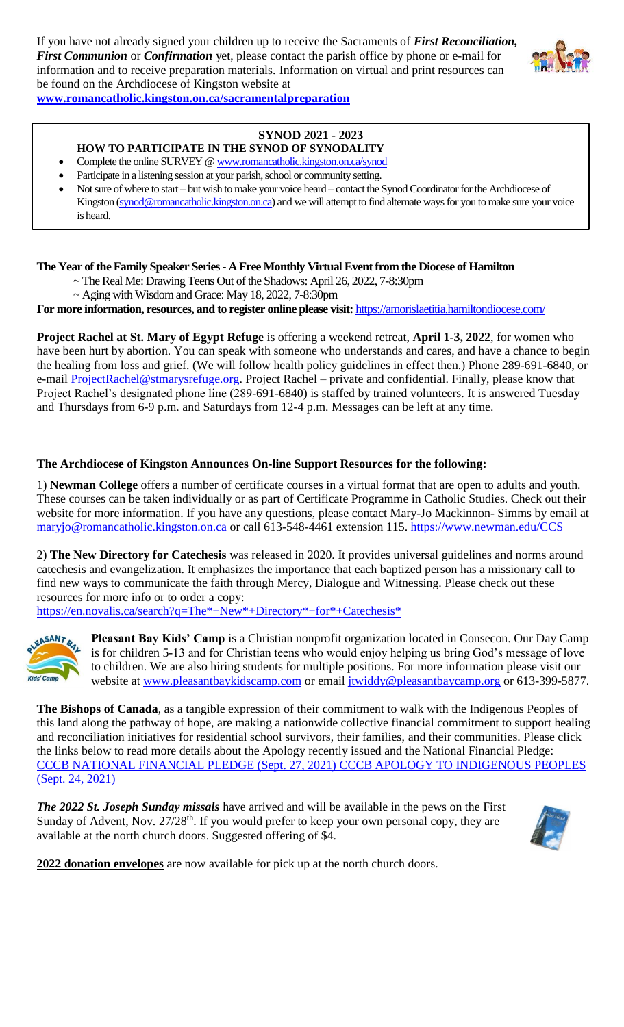If you have not already signed your children up to receive the Sacraments of ***First Reconciliation, First Communion*** or ***Confirmation*** yet, please contact the parish office by phone or e-mail for information and to receive preparation materials. Information on virtual and print resources can be found on the Archdiocese of Kingston website at **www.romancatholic.kingston.on.ca/sacramentalpreparation**

**SYNOD 2021 - 2023**

**HOW TO PARTICIPATE IN THE SYNOD OF SYNODALITY**

- Complete the online SURVEY @ www.romancatholic.kingston.on.ca/synod
- Participate in a listening session at your parish, school or community setting.
- Not sure of where to start – but wish to make your voice heard – contact the Synod Coordinator for the Archdiocese of Kingston (synod@romancatholic.kingston.on.ca) and we will attempt to find alternate ways for you to make sure your voice is heard.

**The Year of the Family Speaker Series - A Free Monthly Virtual Event from the Diocese of Hamilton**

~ The Real Me: Drawing Teens Out of the Shadows: April 26, 2022, 7-8:30pm

~ Aging with Wisdom and Grace: May 18, 2022, 7-8:30pm

**For more information, resources, and to register online please visit:** https://amorislaetitia.hamiltondiocese.com/

**Project Rachel at St. Mary of Egypt Refuge** is offering a weekend retreat, **April 1-3, 2022**, for women who have been hurt by abortion. You can speak with someone who understands and cares, and have a chance to begin the healing from loss and grief. (We will follow health policy guidelines in effect then.) Phone 289-691-6840, or e-mail ProjectRachel@stmarysrefuge.org. Project Rachel – private and confidential. Finally, please know that Project Rachel's designated phone line (289-691-6840) is staffed by trained volunteers. It is answered Tuesday and Thursdays from 6-9 p.m. and Saturdays from 12-4 p.m. Messages can be left at any time.

**The Archdiocese of Kingston Announces On-line Support Resources for the following:**

1) **Newman College** offers a number of certificate courses in a virtual format that are open to adults and youth. These courses can be taken individually or as part of Certificate Programme in Catholic Studies. Check out their website for more information. If you have any questions, please contact Mary-Jo Mackinnon- Simms by email at maryjo@romancatholic.kingston.on.ca or call 613-548-4461 extension 115. https://www.newman.edu/CCS

2) **The New Directory for Catechesis** was released in 2020. It provides universal guidelines and norms around catechesis and evangelization. It emphasizes the importance that each baptized person has a missionary call to find new ways to communicate the faith through Mercy, Dialogue and Witnessing. Please check out these resources for more info or to order a copy:
https://en.novalis.ca/search?q=The*+New*+Directory*+for*+Catechesis*

**Pleasant Bay Kids' Camp** is a Christian nonprofit organization located in Consecon. Our Day Camp is for children 5-13 and for Christian teens who would enjoy helping us bring God's message of love to children. We are also hiring students for multiple positions. For more information please visit our website at www.pleasantbaykidscamp.com or email jtwiddy@pleasantbaycamp.org or 613-399-5877.

**The Bishops of Canada**, as a tangible expression of their commitment to walk with the Indigenous Peoples of this land along the pathway of hope, are making a nationwide collective financial commitment to support healing and reconciliation initiatives for residential school survivors, their families, and their communities. Please click the links below to read more details about the Apology recently issued and the National Financial Pledge: CCCB NATIONAL FINANCIAL PLEDGE (Sept. 27, 2021) CCCB APOLOGY TO INDIGENOUS PEOPLES (Sept. 24, 2021)

***The 2022 St. Joseph Sunday missals*** have arrived and will be available in the pews on the First Sunday of Advent, Nov. 27/28th. If you would prefer to keep your own personal copy, they are available at the north church doors. Suggested offering of $4.

**2022 donation envelopes** are now available for pick up at the north church doors.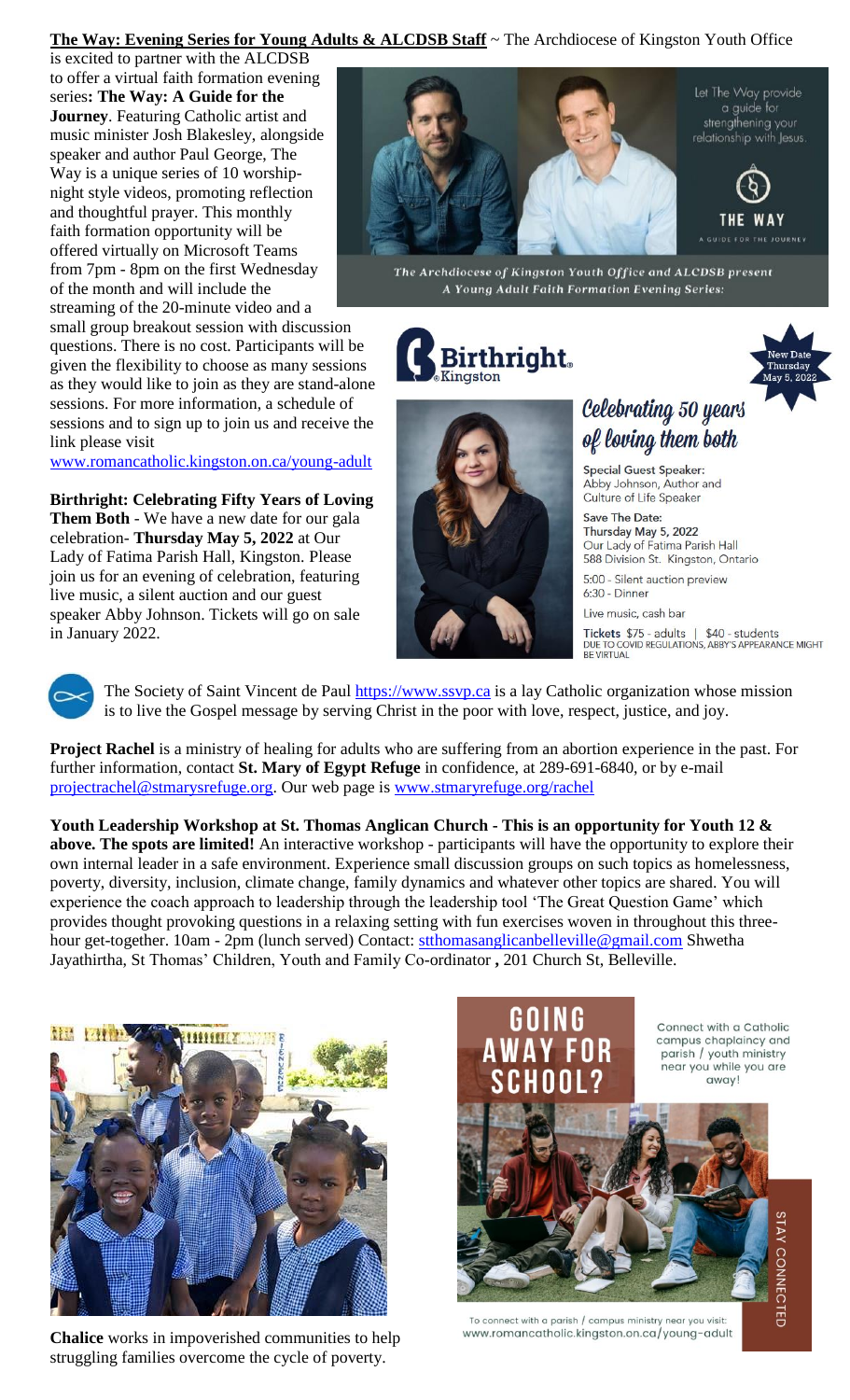**The Way: Evening Series for Young Adults & ALCDSB Staff** ~ The Archdiocese of Kingston Youth Office is excited to partner with the ALCDSB to offer a virtual faith formation evening series**: The Way: A Guide for the Journey**. Featuring Catholic artist and music minister Josh Blakesley, alongside speaker and author Paul George, The Way is a unique series of 10 worship-night style videos, promoting reflection and thoughtful prayer. This monthly faith formation opportunity will be offered virtually on Microsoft Teams from 7pm - 8pm on the first Wednesday of the month and will include the streaming of the 20-minute video and a small group breakout session with discussion questions. There is no cost. Participants will be given the flexibility to choose as many sessions as they would like to join as they are stand-alone sessions. For more information, a schedule of sessions and to sign up to join us and receive the link please visit www.romancatholic.kingston.on.ca/young-adult

Let The Way provide a guide for strengthening your relationship with Jesus.

THE WAY

A GUIDE FOR THE JOURNEY

*The Archdiocese of Kingston Youth Office and ALCDSB present A Young Adult Faith Formation Evening Series:*

**Birthright: Celebrating Fifty Years of Loving Them Both** - We have a new date for our gala celebration- **Thursday May 5, 2022** at Our Lady of Fatima Parish Hall, Kingston. Please join us for an evening of celebration, featuring live music, a silent auction and our guest speaker Abby Johnson. Tickets will go on sale in January 2022.

Birthright. Kingston

New Date Thursday May 5, 2022

Celebrating 50 years of loving them both

Special Guest Speaker:
Abby Johnson, Author and Culture of Life Speaker

Save The Date:
Thursday May 5, 2022
Our Lady of Fatima Parish Hall
588 Division St. Kingston, Ontario

5:00 - Silent auction preview
6:30 - Dinner

Live music, cash bar

Tickets $75 - adults | $40 - students
DUE TO COVID REGULATIONS, ABBY'S APPEARANCE MIGHT BE VIRTUAL

The Society of Saint Vincent de Paul https://www.ssvp.ca is a lay Catholic organization whose mission is to live the Gospel message by serving Christ in the poor with love, respect, justice, and joy.

**Project Rachel** is a ministry of healing for adults who are suffering from an abortion experience in the past. For further information, contact **St. Mary of Egypt Refuge** in confidence, at 289-691-6840, or by e-mail projectrachel@stmarysrefuge.org. Our web page is www.stmaryrefuge.org/rachel

**Youth Leadership Workshop at St. Thomas Anglican Church - This is an opportunity for Youth 12 & above. The spots are limited!** An interactive workshop - participants will have the opportunity to explore their own internal leader in a safe environment. Experience small discussion groups on such topics as homelessness, poverty, diversity, inclusion, climate change, family dynamics and whatever other topics are shared. You will experience the coach approach to leadership through the leadership tool 'The Great Question Game' which provides thought provoking questions in a relaxing setting with fun exercises woven in throughout this three-hour get-together. 10am - 2pm (lunch served) Contact: stthomasanglicanbelleville@gmail.com Shwetha Jayathirtha, St Thomas' Children, Youth and Family Co-ordinator **,** 201 Church St, Belleville.

**Chalice** works in impoverished communities to help struggling families overcome the cycle of poverty.

GOING AWAY FOR SCHOOL?

Connect with a Catholic campus chaplaincy and parish / youth ministry near you while you are away!

STAY CONNECTED

To connect with a parish / campus ministry near you visit: www.romancatholic.kingston.on.ca/young-adult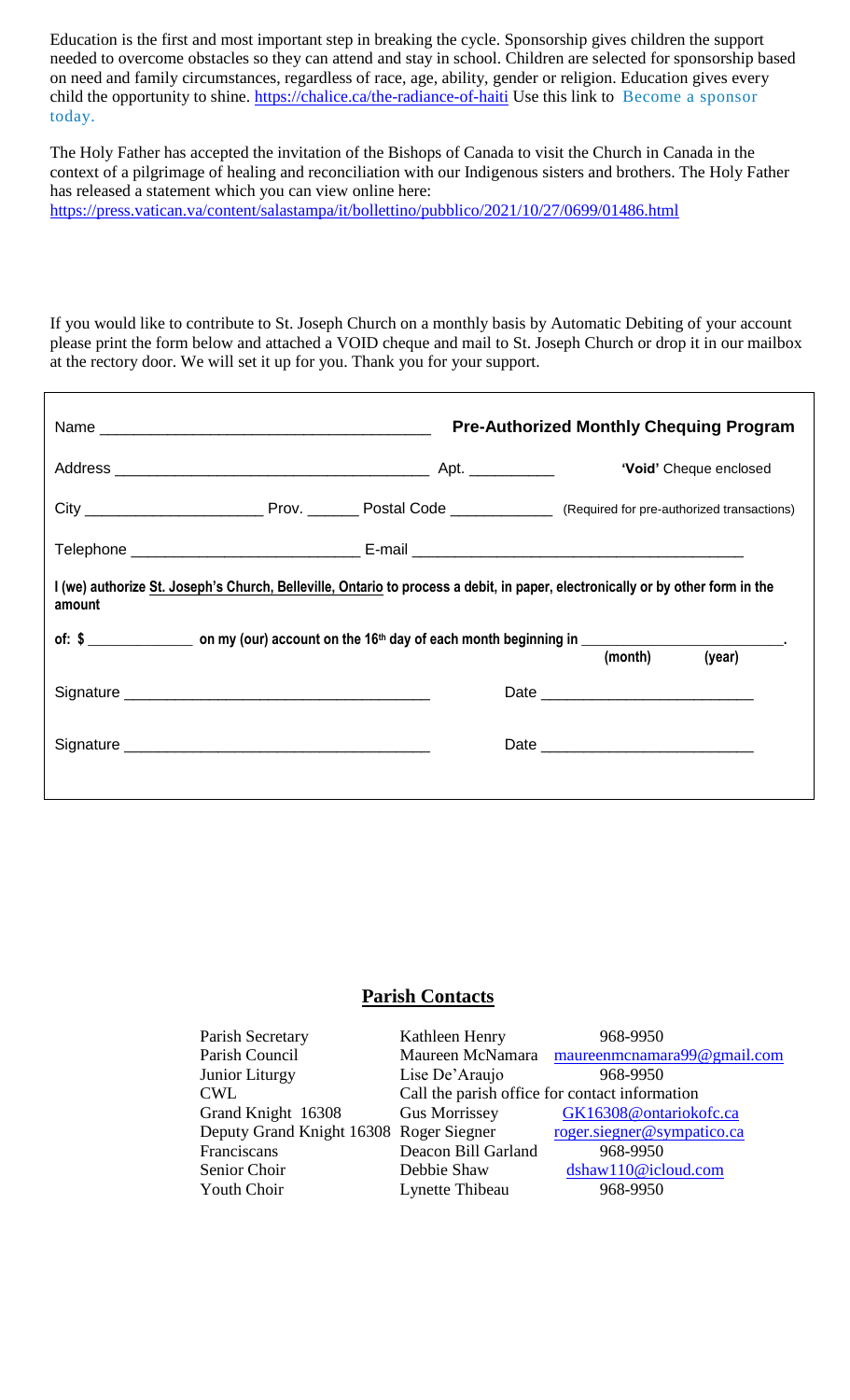Education is the first and most important step in breaking the cycle. Sponsorship gives children the support needed to overcome obstacles so they can attend and stay in school. Children are selected for sponsorship based on need and family circumstances, regardless of race, age, ability, gender or religion. Education gives every child the opportunity to shine. https://chalice.ca/the-radiance-of-haiti Use this link to Become a sponsor today.

The Holy Father has accepted the invitation of the Bishops of Canada to visit the Church in Canada in the context of a pilgrimage of healing and reconciliation with our Indigenous sisters and brothers. The Holy Father has released a statement which you can view online here:
https://press.vatican.va/content/salastampa/it/bollettino/pubblico/2021/10/27/0699/01486.html

If you would like to contribute to St. Joseph Church on a monthly basis by Automatic Debiting of your account please print the form below and attached a VOID cheque and mail to St. Joseph Church or drop it in our mailbox at the rectory door. We will set it up for you. Thank you for your support.

---

Name ______________________________________ **Pre-Authorized Monthly Chequing Program**

Address ____________________________________ Apt. __________ **'Void'** Cheque enclosed

City ____________________ Prov. ______ Postal Code ____________ (Required for pre-authorized transactions)

Telephone __________________________ E-mail ______________________________________

**I (we) authorize St. Joseph's Church, Belleville, Ontario to process a debit, in paper, electronically or by other form in the amount**

**of: $ _____________ on my (our) account on the 16th day of each month beginning in ________________________.**
**(month) (year)**

Signature ___________________________________ Date ________________________

Signature ___________________________________ Date ________________________

---

## Parish Contacts

| | | |
|---|---|---|
| Parish Secretary | Kathleen Henry | 968-9950 |
| Parish Council | Maureen McNamara | maureenmcnamara99@gmail.com |
| Junior Liturgy | Lise De'Araujo | 968-9950 |
| CWL | Call the parish office for contact information | |
| Grand Knight 16308 | Gus Morrissey | GK16308@ontariokofc.ca |
| Deputy Grand Knight 16308 | Roger Siegner | roger.siegner@sympatico.ca |
| Franciscans | Deacon Bill Garland | 968-9950 |
| Senior Choir | Debbie Shaw | dshaw110@icloud.com |
| Youth Choir | Lynette Thibeau | 968-9950 |